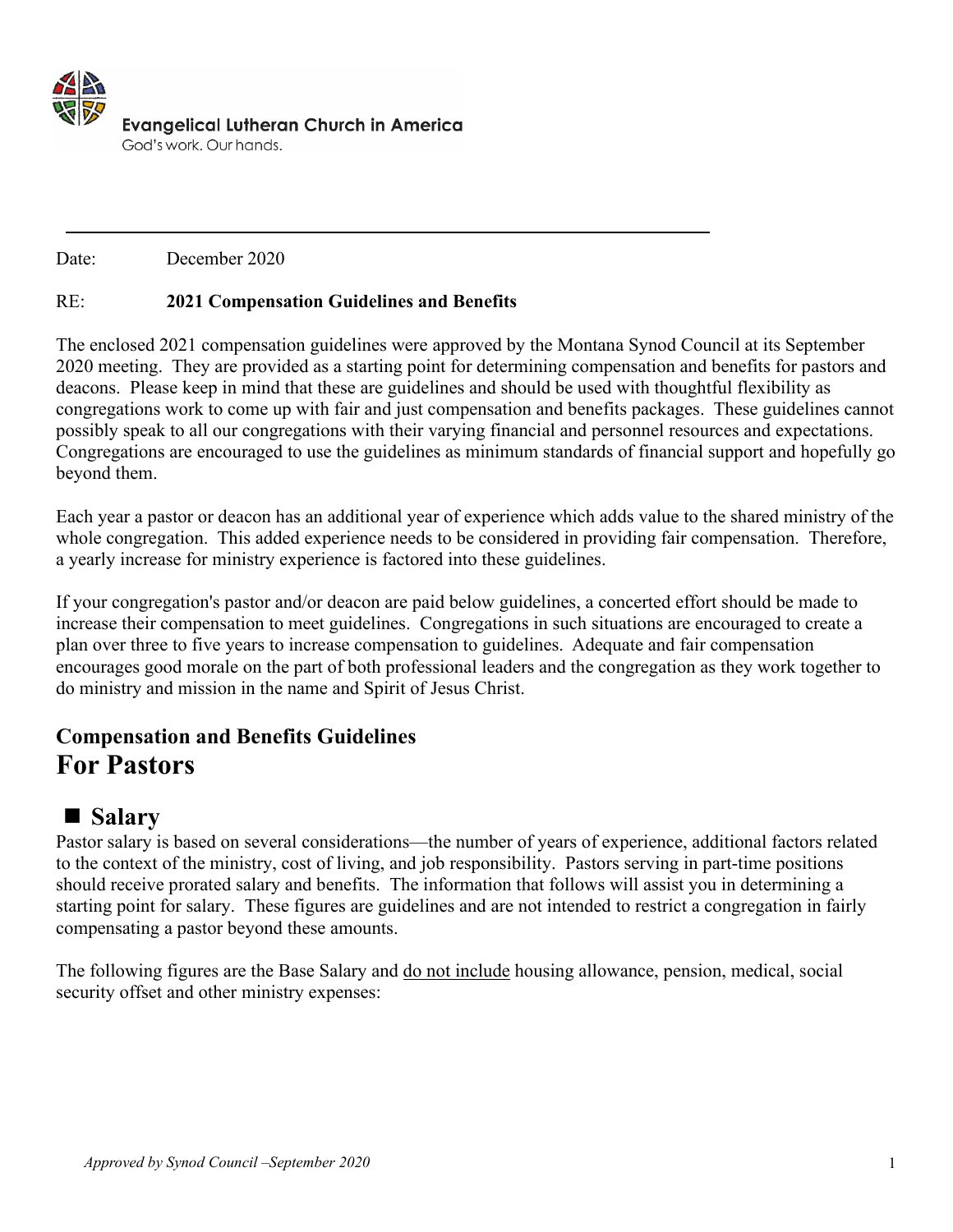Evangelical Lutheran Church in America

God's work. Our hands.

---

Date: December 2020

RE: **2021 Compensation Guidelines and Benefits**

The enclosed 2021 compensation guidelines were approved by the Montana Synod Council at its September 2020 meeting. They are provided as a starting point for determining compensation and benefits for pastors and deacons. Please keep in mind that these are guidelines and should be used with thoughtful flexibility as congregations work to come up with fair and just compensation and benefits packages. These guidelines cannot possibly speak to all our congregations with their varying financial and personnel resources and expectations. Congregations are encouraged to use the guidelines as minimum standards of financial support and hopefully go beyond them.

Each year a pastor or deacon has an additional year of experience which adds value to the shared ministry of the whole congregation. This added experience needs to be considered in providing fair compensation. Therefore, a yearly increase for ministry experience is factored into these guidelines.

If your congregation's pastor and/or deacon are paid below guidelines, a concerted effort should be made to increase their compensation to meet guidelines. Congregations in such situations are encouraged to create a plan over three to five years to increase compensation to guidelines. Adequate and fair compensation encourages good morale on the part of both professional leaders and the congregation as they work together to do ministry and mission in the name and Spirit of Jesus Christ.

## Compensation and Benefits Guidelines
# For Pastors

## ■ Salary

Pastor salary is based on several considerations—the number of years of experience, additional factors related to the context of the ministry, cost of living, and job responsibility. Pastors serving in part-time positions should receive prorated salary and benefits. The information that follows will assist you in determining a starting point for salary. These figures are guidelines and are not intended to restrict a congregation in fairly compensating a pastor beyond these amounts.

The following figures are the Base Salary and do not include housing allowance, pension, medical, social security offset and other ministry expenses: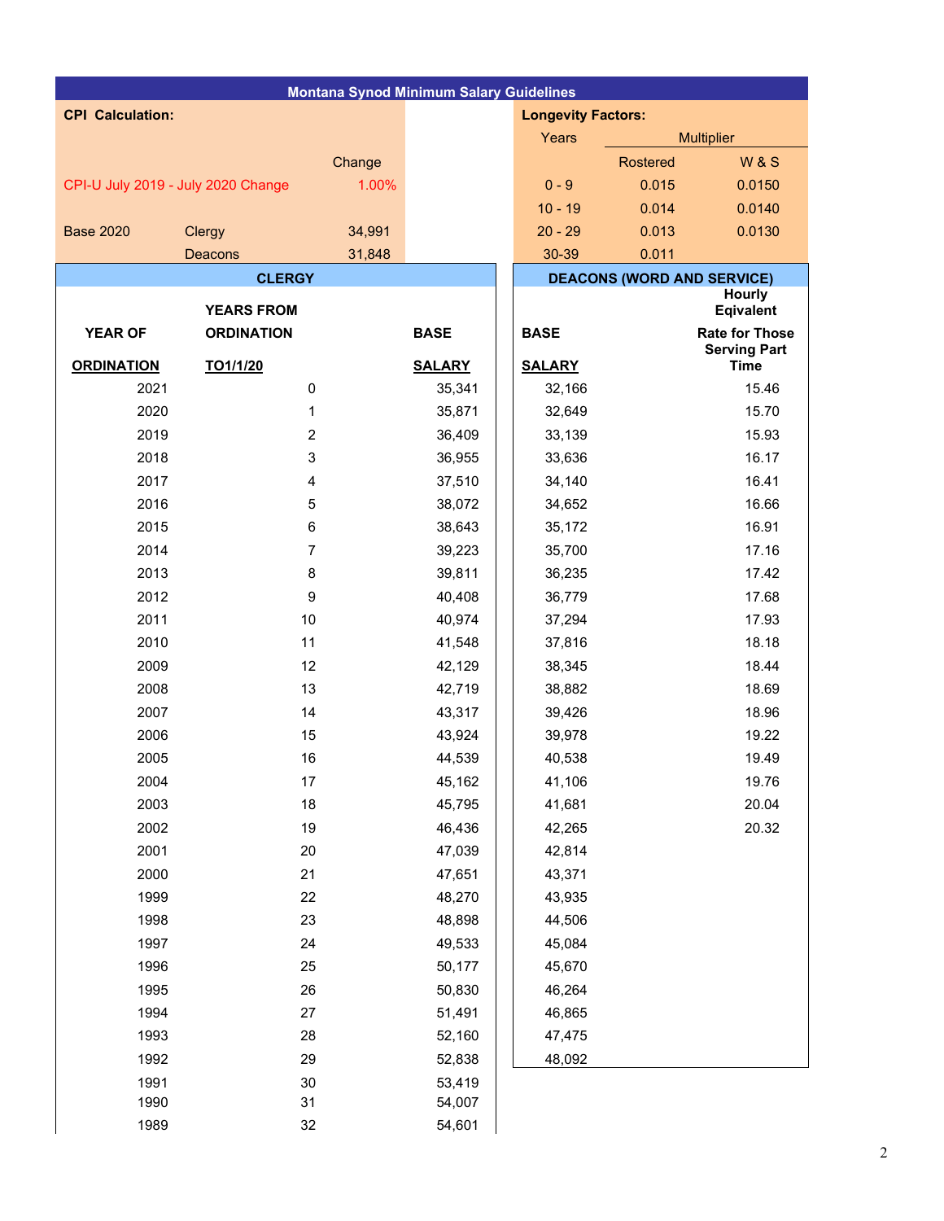# Montana Synod Minimum Salary Guidelines

**CPI Calculation:**

| | | Change |
|---|---|---|
| CPI-U July 2019 - July 2020 Change | | 1.00% |
| Base 2020 | Clergy | 34,991 |
| | Deacons | 31,848 |

**Longevity Factors:**

| Years | Multiplier | |
|---|---|---|
| | Rostered | W & S |
| 0 - 9 | 0.015 | 0.0150 |
| 10 - 19 | 0.014 | 0.0140 |
| 20 - 29 | 0.013 | 0.0130 |
| 30-39 | 0.011 | |

| CLERGY | | | DEACONS (WORD AND SERVICE) | |
|---|---|---|---|---|
| YEAR OF ORDINATION | YEARS FROM ORDINATION TO1/1/20 | BASE SALARY | BASE SALARY | Hourly Eqivalent Rate for Those Serving Part Time |
| 2021 | 0 | 35,341 | 32,166 | 15.46 |
| 2020 | 1 | 35,871 | 32,649 | 15.70 |
| 2019 | 2 | 36,409 | 33,139 | 15.93 |
| 2018 | 3 | 36,955 | 33,636 | 16.17 |
| 2017 | 4 | 37,510 | 34,140 | 16.41 |
| 2016 | 5 | 38,072 | 34,652 | 16.66 |
| 2015 | 6 | 38,643 | 35,172 | 16.91 |
| 2014 | 7 | 39,223 | 35,700 | 17.16 |
| 2013 | 8 | 39,811 | 36,235 | 17.42 |
| 2012 | 9 | 40,408 | 36,779 | 17.68 |
| 2011 | 10 | 40,974 | 37,294 | 17.93 |
| 2010 | 11 | 41,548 | 37,816 | 18.18 |
| 2009 | 12 | 42,129 | 38,345 | 18.44 |
| 2008 | 13 | 42,719 | 38,882 | 18.69 |
| 2007 | 14 | 43,317 | 39,426 | 18.96 |
| 2006 | 15 | 43,924 | 39,978 | 19.22 |
| 2005 | 16 | 44,539 | 40,538 | 19.49 |
| 2004 | 17 | 45,162 | 41,106 | 19.76 |
| 2003 | 18 | 45,795 | 41,681 | 20.04 |
| 2002 | 19 | 46,436 | 42,265 | 20.32 |
| 2001 | 20 | 47,039 | 42,814 | |
| 2000 | 21 | 47,651 | 43,371 | |
| 1999 | 22 | 48,270 | 43,935 | |
| 1998 | 23 | 48,898 | 44,506 | |
| 1997 | 24 | 49,533 | 45,084 | |
| 1996 | 25 | 50,177 | 45,670 | |
| 1995 | 26 | 50,830 | 46,264 | |
| 1994 | 27 | 51,491 | 46,865 | |
| 1993 | 28 | 52,160 | 47,475 | |
| 1992 | 29 | 52,838 | 48,092 | |
| 1991 | 30 | 53,419 | | |
| 1990 | 31 | 54,007 | | |
| 1989 | 32 | 54,601 | | |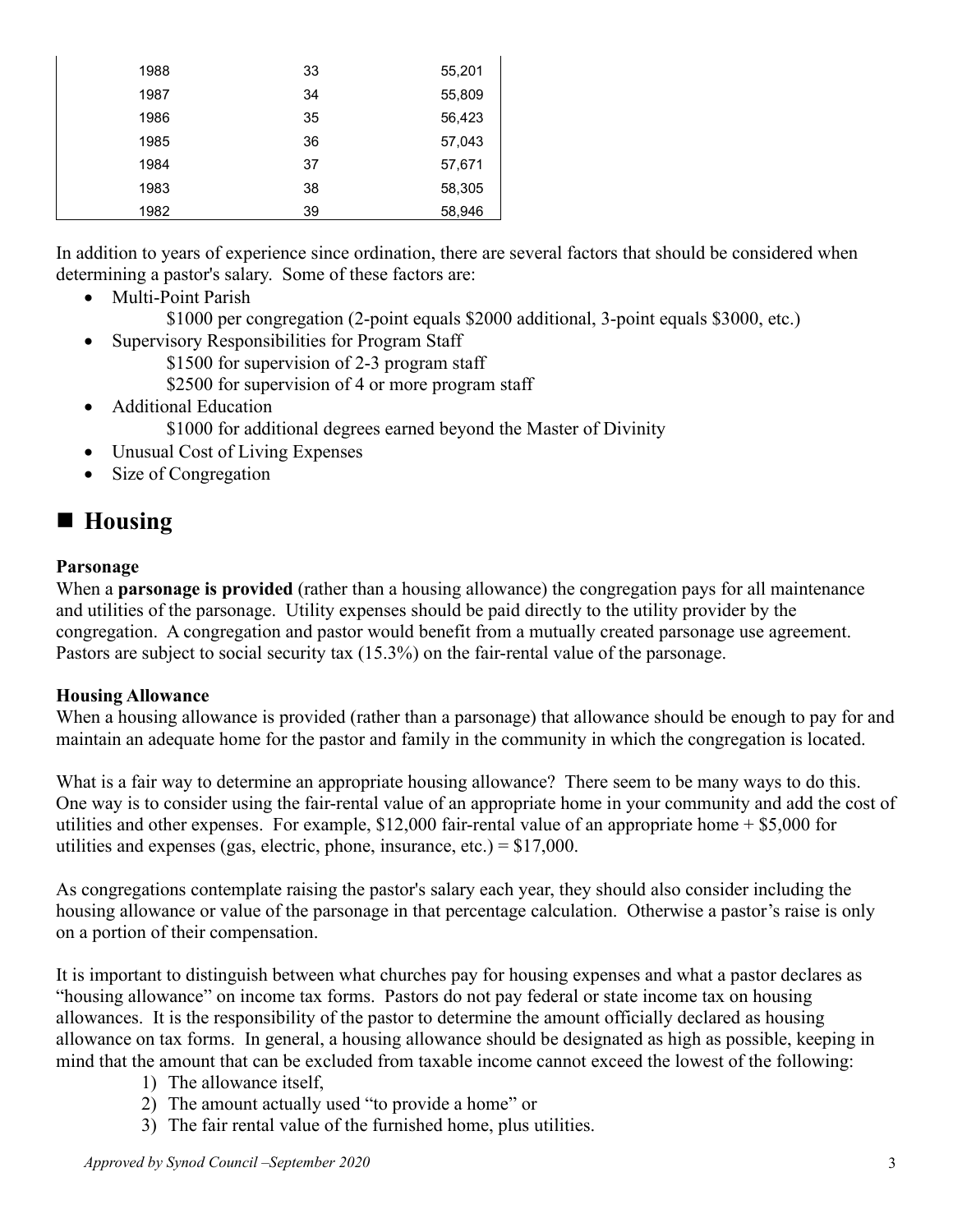| | | |
|---|---|---|
| 1988 | 33 | 55,201 |
| 1987 | 34 | 55,809 |
| 1986 | 35 | 56,423 |
| 1985 | 36 | 57,043 |
| 1984 | 37 | 57,671 |
| 1983 | 38 | 58,305 |
| 1982 | 39 | 58,946 |

In addition to years of experience since ordination, there are several factors that should be considered when determining a pastor's salary. Some of these factors are:

- Multi-Point Parish
  - $1000 per congregation (2-point equals $2000 additional, 3-point equals $3000, etc.)
- Supervisory Responsibilities for Program Staff
  - $1500 for supervision of 2-3 program staff
  - $2500 for supervision of 4 or more program staff
- Additional Education
  - $1000 for additional degrees earned beyond the Master of Divinity
- Unusual Cost of Living Expenses
- Size of Congregation

## Housing

**Parsonage**

When a **parsonage is provided** (rather than a housing allowance) the congregation pays for all maintenance and utilities of the parsonage. Utility expenses should be paid directly to the utility provider by the congregation. A congregation and pastor would benefit from a mutually created parsonage use agreement. Pastors are subject to social security tax (15.3%) on the fair-rental value of the parsonage.

**Housing Allowance**

When a housing allowance is provided (rather than a parsonage) that allowance should be enough to pay for and maintain an adequate home for the pastor and family in the community in which the congregation is located.

What is a fair way to determine an appropriate housing allowance? There seem to be many ways to do this. One way is to consider using the fair-rental value of an appropriate home in your community and add the cost of utilities and other expenses. For example, $12,000 fair-rental value of an appropriate home + $5,000 for utilities and expenses (gas, electric, phone, insurance, etc.) = $17,000.

As congregations contemplate raising the pastor's salary each year, they should also consider including the housing allowance or value of the parsonage in that percentage calculation. Otherwise a pastor's raise is only on a portion of their compensation.

It is important to distinguish between what churches pay for housing expenses and what a pastor declares as "housing allowance" on income tax forms. Pastors do not pay federal or state income tax on housing allowances. It is the responsibility of the pastor to determine the amount officially declared as housing allowance on tax forms. In general, a housing allowance should be designated as high as possible, keeping in mind that the amount that can be excluded from taxable income cannot exceed the lowest of the following:

1) The allowance itself,
2) The amount actually used "to provide a home" or
3) The fair rental value of the furnished home, plus utilities.

*Approved by Synod Council –September 2020*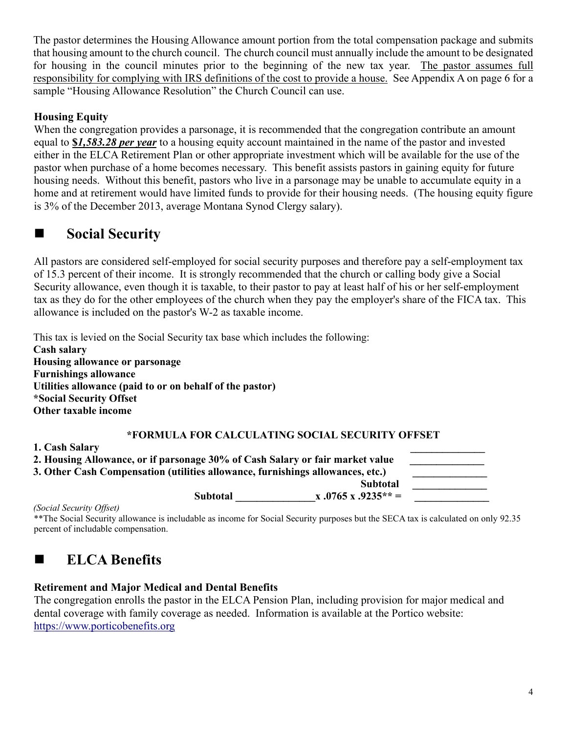The pastor determines the Housing Allowance amount portion from the total compensation package and submits that housing amount to the church council. The church council must annually include the amount to be designated for housing in the council minutes prior to the beginning of the new tax year. <u>The pastor assumes full responsibility for complying with IRS definitions of the cost to provide a house.</u> See Appendix A on page 6 for a sample "Housing Allowance Resolution" the Church Council can use.

**Housing Equity**

When the congregation provides a parsonage, it is recommended that the congregation contribute an amount equal to **$*<u>1,583.28 per year</u>*** to a housing equity account maintained in the name of the pastor and invested either in the ELCA Retirement Plan or other appropriate investment which will be available for the use of the pastor when purchase of a home becomes necessary. This benefit assists pastors in gaining equity for future housing needs. Without this benefit, pastors who live in a parsonage may be unable to accumulate equity in a home and at retirement would have limited funds to provide for their housing needs. (The housing equity figure is 3% of the December 2013, average Montana Synod Clergy salary).

## ■ Social Security

All pastors are considered self-employed for social security purposes and therefore pay a self-employment tax of 15.3 percent of their income. It is strongly recommended that the church or calling body give a Social Security allowance, even though it is taxable, to their pastor to pay at least half of his or her self-employment tax as they do for the other employees of the church when they pay the employer's share of the FICA tax. This allowance is included on the pastor's W-2 as taxable income.

This tax is levied on the Social Security tax base which includes the following:

**Cash salary**
**Housing allowance or parsonage**
**Furnishings allowance**
**Utilities allowance (paid to or on behalf of the pastor)**
**\*Social Security Offset**
**Other taxable income**

**\*FORMULA FOR CALCULATING SOCIAL SECURITY OFFSET**

**1. Cash Salary** ______________
**2. Housing Allowance, or if parsonage 30% of Cash Salary or fair market value** ______________
**3. Other Cash Compensation (utilities allowance, furnishings allowances, etc.)** ______________
**Subtotal** ______________
**Subtotal ______________ x .0765 x .9235\*\* =** ______________

*(Social Security Offset)*

\*\*The Social Security allowance is includable as income for Social Security purposes but the SECA tax is calculated on only 92.35 percent of includable compensation.

## ■ ELCA Benefits

**Retirement and Major Medical and Dental Benefits**

The congregation enrolls the pastor in the ELCA Pension Plan, including provision for major medical and dental coverage with family coverage as needed. Information is available at the Portico website: https://www.porticobenefits.org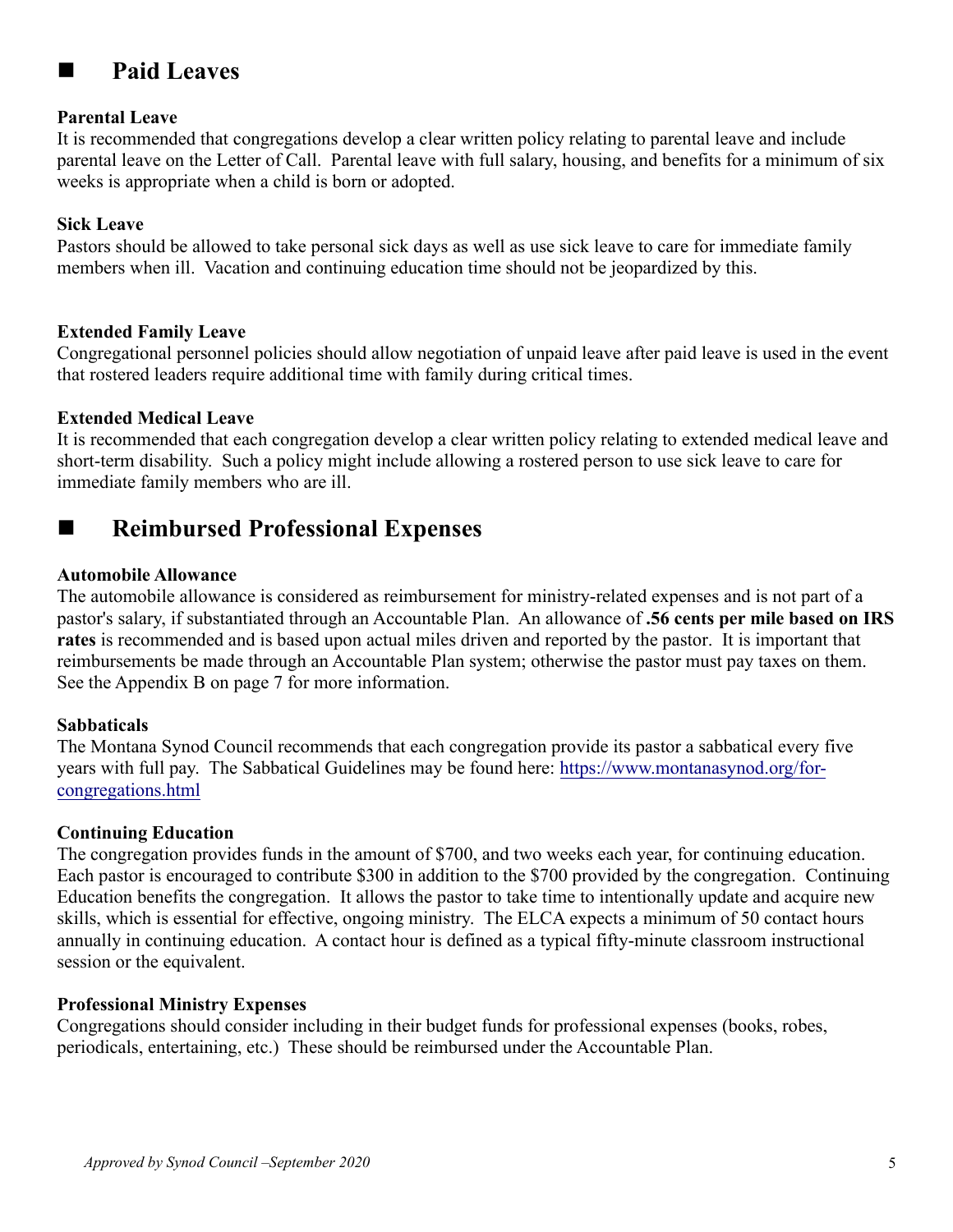## ■ Paid Leaves

**Parental Leave**
It is recommended that congregations develop a clear written policy relating to parental leave and include parental leave on the Letter of Call. Parental leave with full salary, housing, and benefits for a minimum of six weeks is appropriate when a child is born or adopted.

**Sick Leave**
Pastors should be allowed to take personal sick days as well as use sick leave to care for immediate family members when ill. Vacation and continuing education time should not be jeopardized by this.

**Extended Family Leave**
Congregational personnel policies should allow negotiation of unpaid leave after paid leave is used in the event that rostered leaders require additional time with family during critical times.

**Extended Medical Leave**
It is recommended that each congregation develop a clear written policy relating to extended medical leave and short-term disability. Such a policy might include allowing a rostered person to use sick leave to care for immediate family members who are ill.

## ■ Reimbursed Professional Expenses

**Automobile Allowance**
The automobile allowance is considered as reimbursement for ministry-related expenses and is not part of a pastor's salary, if substantiated through an Accountable Plan. An allowance of **.56 cents per mile based on IRS rates** is recommended and is based upon actual miles driven and reported by the pastor. It is important that reimbursements be made through an Accountable Plan system; otherwise the pastor must pay taxes on them. See the Appendix B on page 7 for more information.

**Sabbaticals**
The Montana Synod Council recommends that each congregation provide its pastor a sabbatical every five years with full pay. The Sabbatical Guidelines may be found here: https://www.montanasynod.org/for-congregations.html

**Continuing Education**
The congregation provides funds in the amount of $700, and two weeks each year, for continuing education. Each pastor is encouraged to contribute $300 in addition to the $700 provided by the congregation. Continuing Education benefits the congregation. It allows the pastor to take time to intentionally update and acquire new skills, which is essential for effective, ongoing ministry. The ELCA expects a minimum of 50 contact hours annually in continuing education. A contact hour is defined as a typical fifty-minute classroom instructional session or the equivalent.

**Professional Ministry Expenses**
Congregations should consider including in their budget funds for professional expenses (books, robes, periodicals, entertaining, etc.) These should be reimbursed under the Accountable Plan.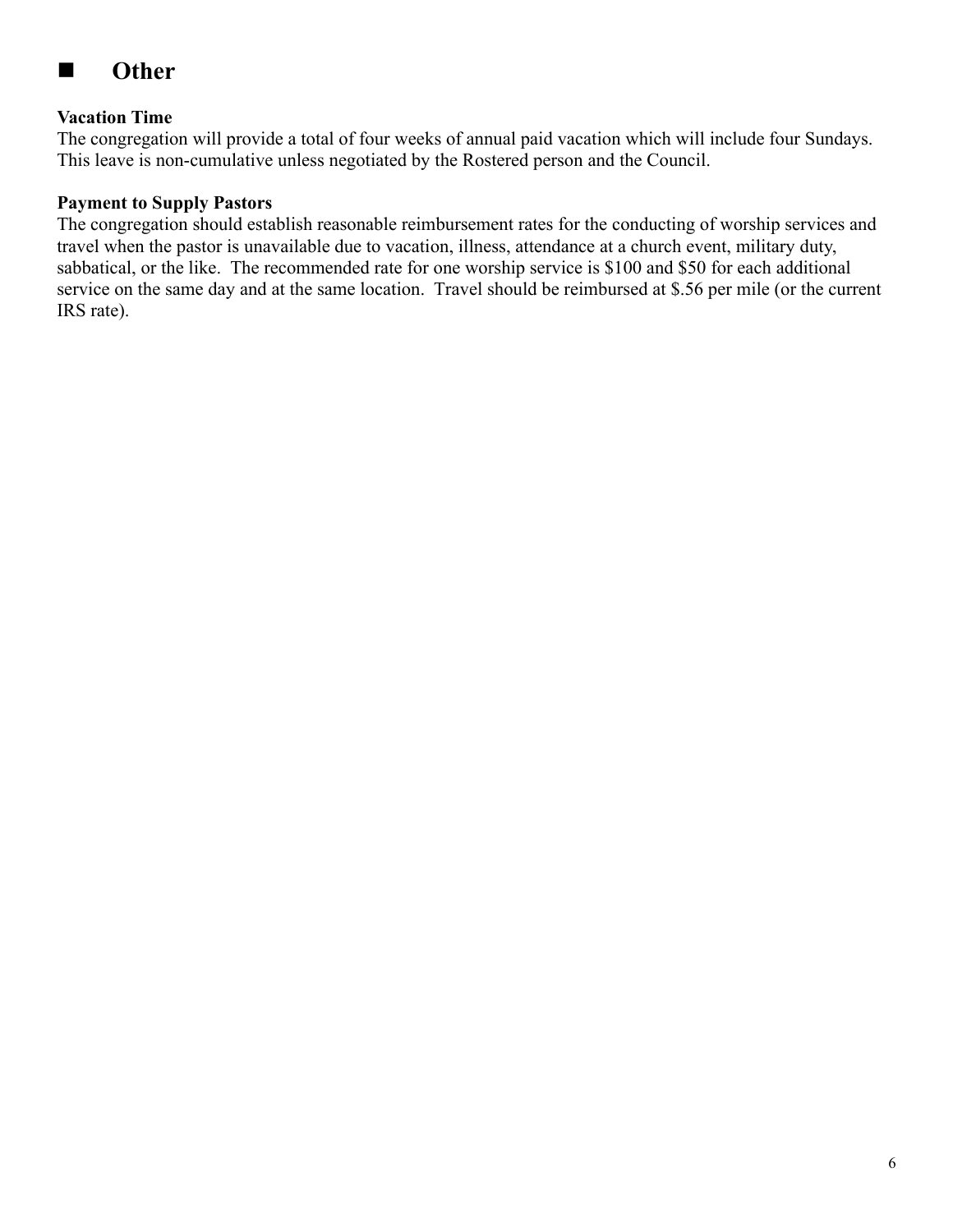## ■ Other

**Vacation Time**
The congregation will provide a total of four weeks of annual paid vacation which will include four Sundays. This leave is non-cumulative unless negotiated by the Rostered person and the Council.

**Payment to Supply Pastors**
The congregation should establish reasonable reimbursement rates for the conducting of worship services and travel when the pastor is unavailable due to vacation, illness, attendance at a church event, military duty, sabbatical, or the like. The recommended rate for one worship service is $100 and $50 for each additional service on the same day and at the same location. Travel should be reimbursed at $.56 per mile (or the current IRS rate).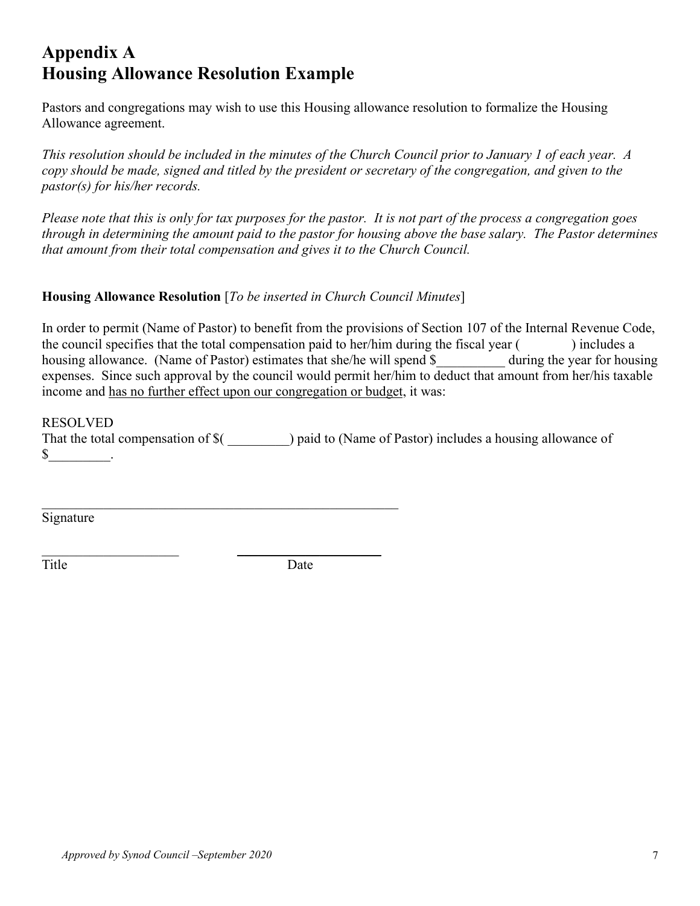# Appendix A
# Housing Allowance Resolution Example

Pastors and congregations may wish to use this Housing allowance resolution to formalize the Housing Allowance agreement.

*This resolution should be included in the minutes of the Church Council prior to January 1 of each year. A copy should be made, signed and titled by the president or secretary of the congregation, and given to the pastor(s) for his/her records.*

*Please note that this is only for tax purposes for the pastor. It is not part of the process a congregation goes through in determining the amount paid to the pastor for housing above the base salary. The Pastor determines that amount from their total compensation and gives it to the Church Council.*

**Housing Allowance Resolution** [*To be inserted in Church Council Minutes*]

In order to permit (Name of Pastor) to benefit from the provisions of Section 107 of the Internal Revenue Code, the council specifies that the total compensation paid to her/him during the fiscal year (          ) includes a housing allowance. (Name of Pastor) estimates that she/he will spend $__________ during the year for housing expenses. Since such approval by the council would permit her/him to deduct that amount from her/his taxable income and <u>has no further effect upon our congregation or budget</u>, it was:

RESOLVED
That the total compensation of $( _________) paid to (Name of Pastor) includes a housing allowance of $_________.

______________________________________________________
Signature

____________________          ______________________
Title                                        Date

*Approved by Synod Council –September 2020*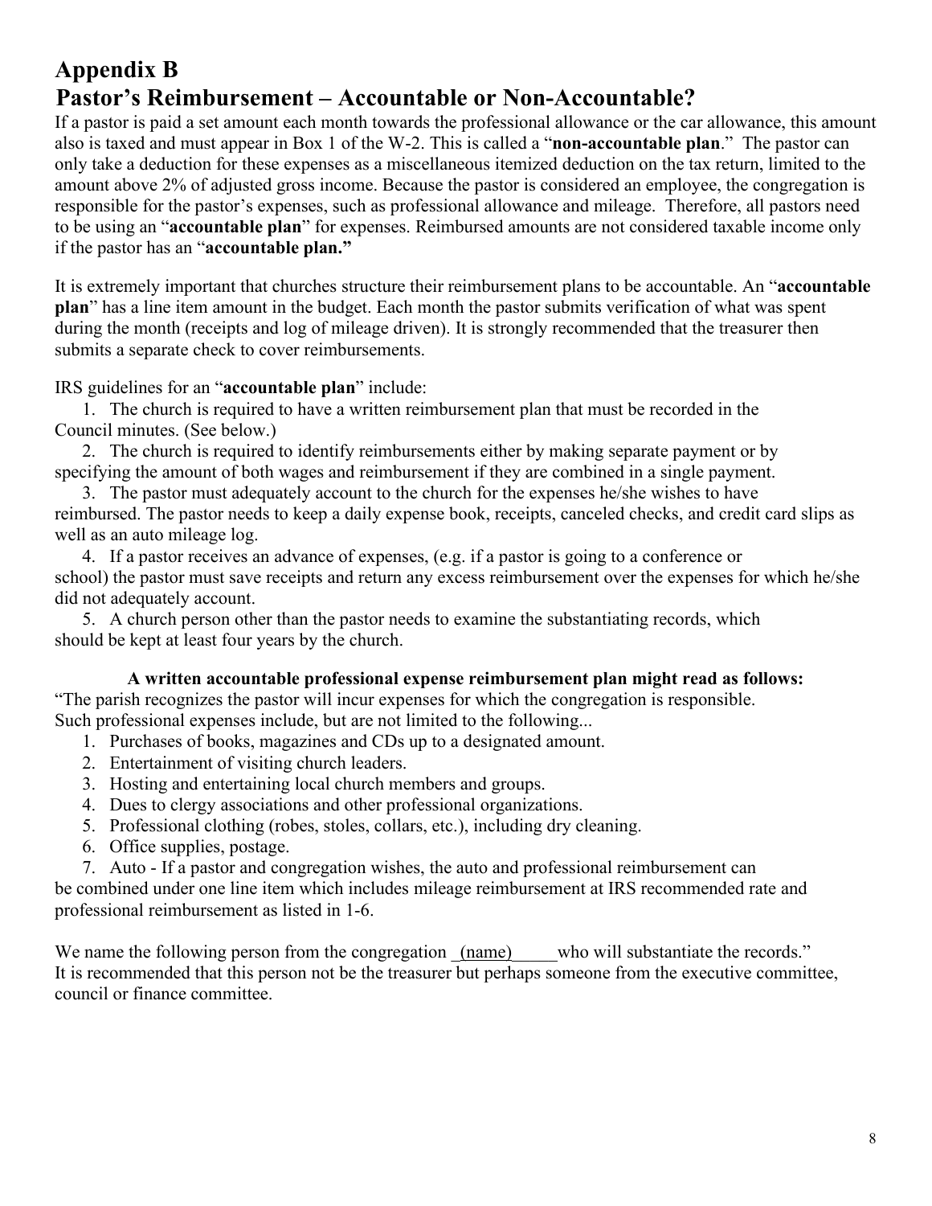# Appendix B

## Pastor's Reimbursement – Accountable or Non-Accountable?

If a pastor is paid a set amount each month towards the professional allowance or the car allowance, this amount also is taxed and must appear in Box 1 of the W-2. This is called a "**non-accountable plan**." The pastor can only take a deduction for these expenses as a miscellaneous itemized deduction on the tax return, limited to the amount above 2% of adjusted gross income. Because the pastor is considered an employee, the congregation is responsible for the pastor's expenses, such as professional allowance and mileage. Therefore, all pastors need to be using an "**accountable plan**" for expenses. Reimbursed amounts are not considered taxable income only if the pastor has an "**accountable plan.**"

It is extremely important that churches structure their reimbursement plans to be accountable. An "**accountable plan**" has a line item amount in the budget. Each month the pastor submits verification of what was spent during the month (receipts and log of mileage driven). It is strongly recommended that the treasurer then submits a separate check to cover reimbursements.

IRS guidelines for an "**accountable plan**" include:

1. The church is required to have a written reimbursement plan that must be recorded in the Council minutes. (See below.)
2. The church is required to identify reimbursements either by making separate payment or by specifying the amount of both wages and reimbursement if they are combined in a single payment.
3. The pastor must adequately account to the church for the expenses he/she wishes to have reimbursed. The pastor needs to keep a daily expense book, receipts, canceled checks, and credit card slips as well as an auto mileage log.
4. If a pastor receives an advance of expenses, (e.g. if a pastor is going to a conference or school) the pastor must save receipts and return any excess reimbursement over the expenses for which he/she did not adequately account.
5. A church person other than the pastor needs to examine the substantiating records, which should be kept at least four years by the church.

**A written accountable professional expense reimbursement plan might read as follows:**

"The parish recognizes the pastor will incur expenses for which the congregation is responsible. Such professional expenses include, but are not limited to the following...

1. Purchases of books, magazines and CDs up to a designated amount.
2. Entertainment of visiting church leaders.
3. Hosting and entertaining local church members and groups.
4. Dues to clergy associations and other professional organizations.
5. Professional clothing (robes, stoles, collars, etc.), including dry cleaning.
6. Office supplies, postage.
7. Auto - If a pastor and congregation wishes, the auto and professional reimbursement can be combined under one line item which includes mileage reimbursement at IRS recommended rate and professional reimbursement as listed in 1-6.

We name the following person from the congregation \_(name)\_\_\_\_\_who will substantiate the records."

It is recommended that this person not be the treasurer but perhaps someone from the executive committee, council or finance committee.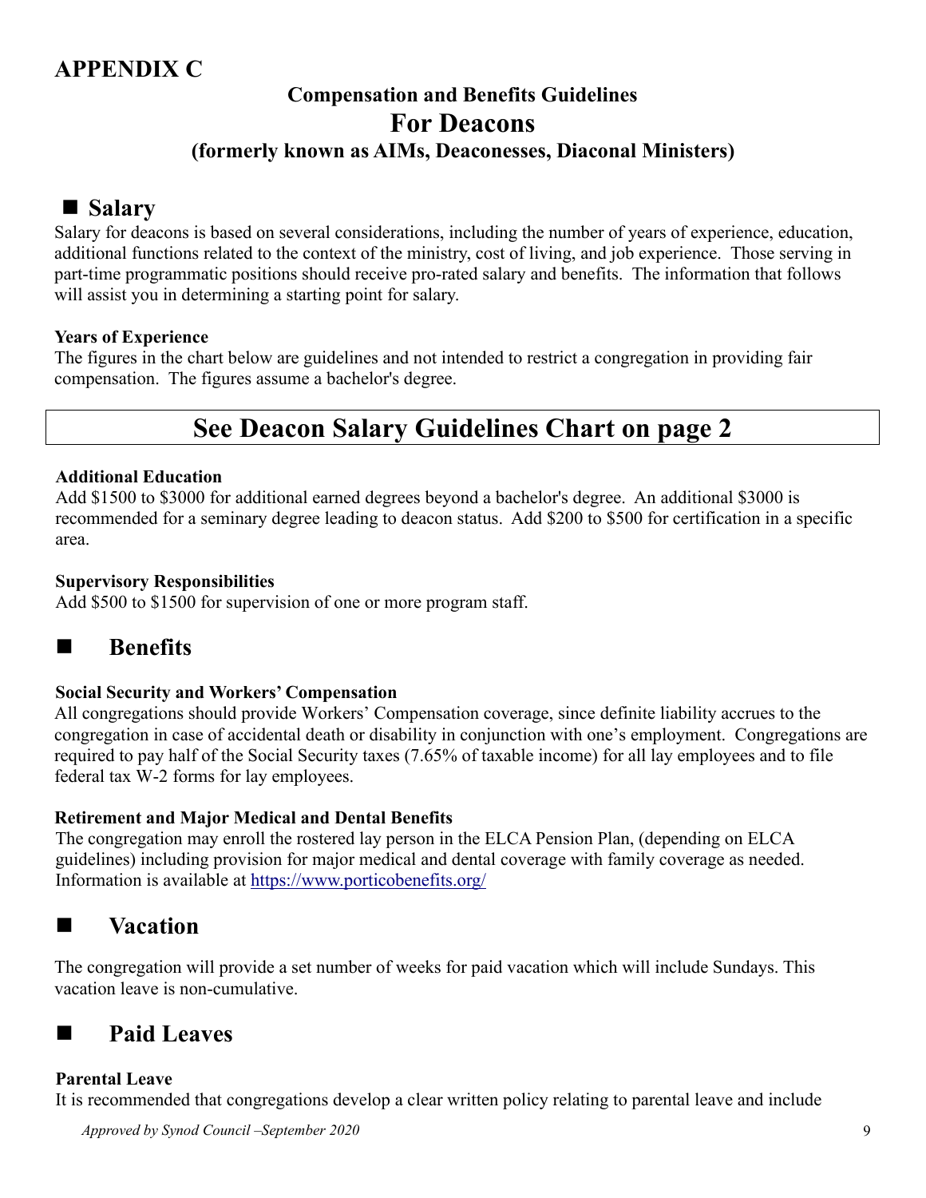# APPENDIX C

## Compensation and Benefits Guidelines
## For Deacons
### (formerly known as AIMs, Deaconesses, Diaconal Ministers)

## ■ Salary

Salary for deacons is based on several considerations, including the number of years of experience, education, additional functions related to the context of the ministry, cost of living, and job experience. Those serving in part-time programmatic positions should receive pro-rated salary and benefits. The information that follows will assist you in determining a starting point for salary.

**Years of Experience**

The figures in the chart below are guidelines and not intended to restrict a congregation in providing fair compensation. The figures assume a bachelor's degree.

## See Deacon Salary Guidelines Chart on page 2

**Additional Education**

Add $1500 to $3000 for additional earned degrees beyond a bachelor's degree. An additional $3000 is recommended for a seminary degree leading to deacon status. Add $200 to $500 for certification in a specific area.

**Supervisory Responsibilities**

Add $500 to $1500 for supervision of one or more program staff.

## ■ Benefits

**Social Security and Workers' Compensation**

All congregations should provide Workers' Compensation coverage, since definite liability accrues to the congregation in case of accidental death or disability in conjunction with one's employment. Congregations are required to pay half of the Social Security taxes (7.65% of taxable income) for all lay employees and to file federal tax W-2 forms for lay employees.

**Retirement and Major Medical and Dental Benefits**

The congregation may enroll the rostered lay person in the ELCA Pension Plan, (depending on ELCA guidelines) including provision for major medical and dental coverage with family coverage as needed. Information is available at https://www.porticobenefits.org/

## ■ Vacation

The congregation will provide a set number of weeks for paid vacation which will include Sundays. This vacation leave is non-cumulative.

## ■ Paid Leaves

**Parental Leave**

It is recommended that congregations develop a clear written policy relating to parental leave and include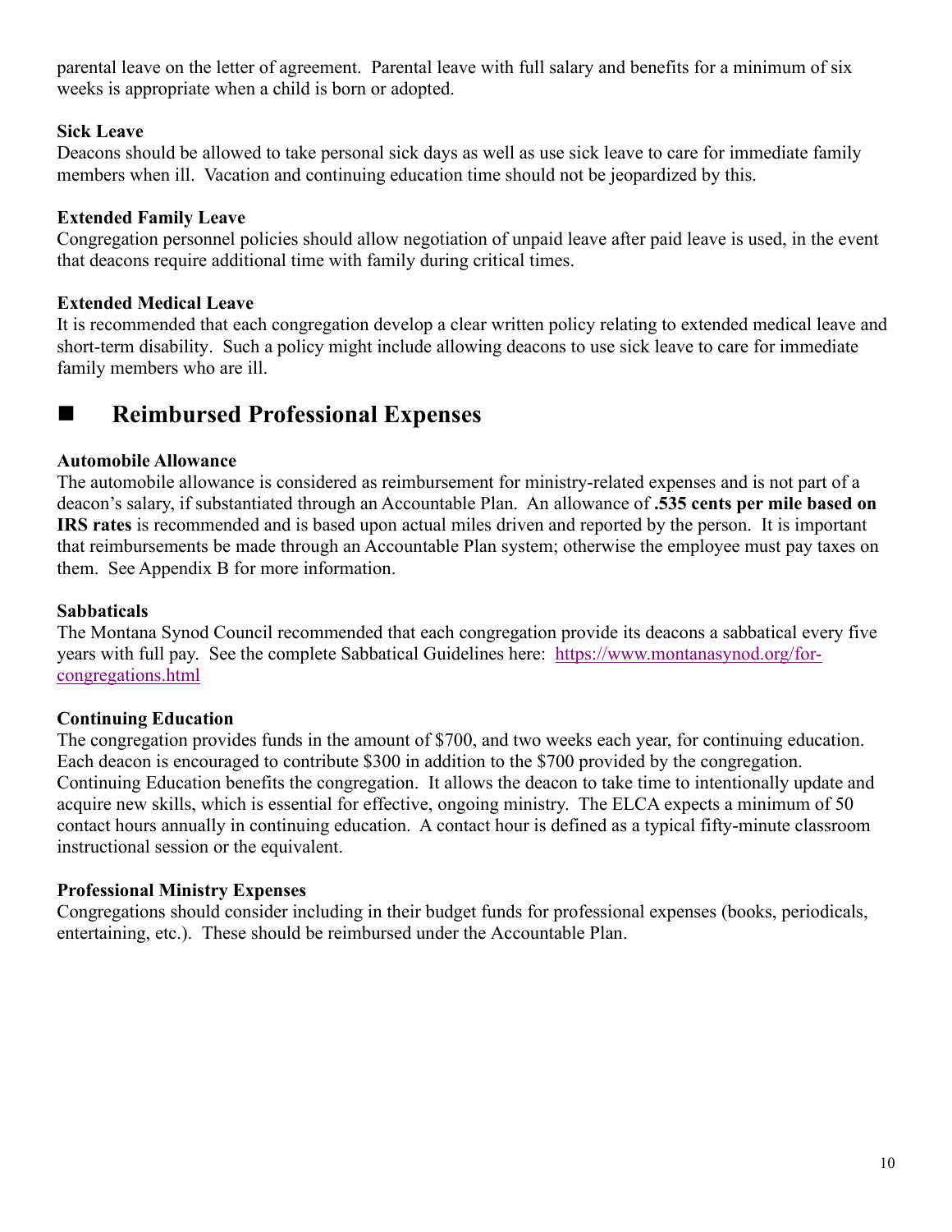parental leave on the letter of agreement. Parental leave with full salary and benefits for a minimum of six weeks is appropriate when a child is born or adopted.

**Sick Leave**

Deacons should be allowed to take personal sick days as well as use sick leave to care for immediate family members when ill. Vacation and continuing education time should not be jeopardized by this.

**Extended Family Leave**

Congregation personnel policies should allow negotiation of unpaid leave after paid leave is used, in the event that deacons require additional time with family during critical times.

**Extended Medical Leave**

It is recommended that each congregation develop a clear written policy relating to extended medical leave and short-term disability. Such a policy might include allowing deacons to use sick leave to care for immediate family members who are ill.

## ■ Reimbursed Professional Expenses

**Automobile Allowance**

The automobile allowance is considered as reimbursement for ministry-related expenses and is not part of a deacon's salary, if substantiated through an Accountable Plan. An allowance of **.535 cents per mile based on IRS rates** is recommended and is based upon actual miles driven and reported by the person. It is important that reimbursements be made through an Accountable Plan system; otherwise the employee must pay taxes on them. See Appendix B for more information.

**Sabbaticals**

The Montana Synod Council recommended that each congregation provide its deacons a sabbatical every five years with full pay. See the complete Sabbatical Guidelines here: [https://www.montanasynod.org/for-congregations.html](https://www.montanasynod.org/for-congregations.html)

**Continuing Education**

The congregation provides funds in the amount of $700, and two weeks each year, for continuing education. Each deacon is encouraged to contribute $300 in addition to the $700 provided by the congregation. Continuing Education benefits the congregation. It allows the deacon to take time to intentionally update and acquire new skills, which is essential for effective, ongoing ministry. The ELCA expects a minimum of 50 contact hours annually in continuing education. A contact hour is defined as a typical fifty-minute classroom instructional session or the equivalent.

**Professional Ministry Expenses**

Congregations should consider including in their budget funds for professional expenses (books, periodicals, entertaining, etc.). These should be reimbursed under the Accountable Plan.